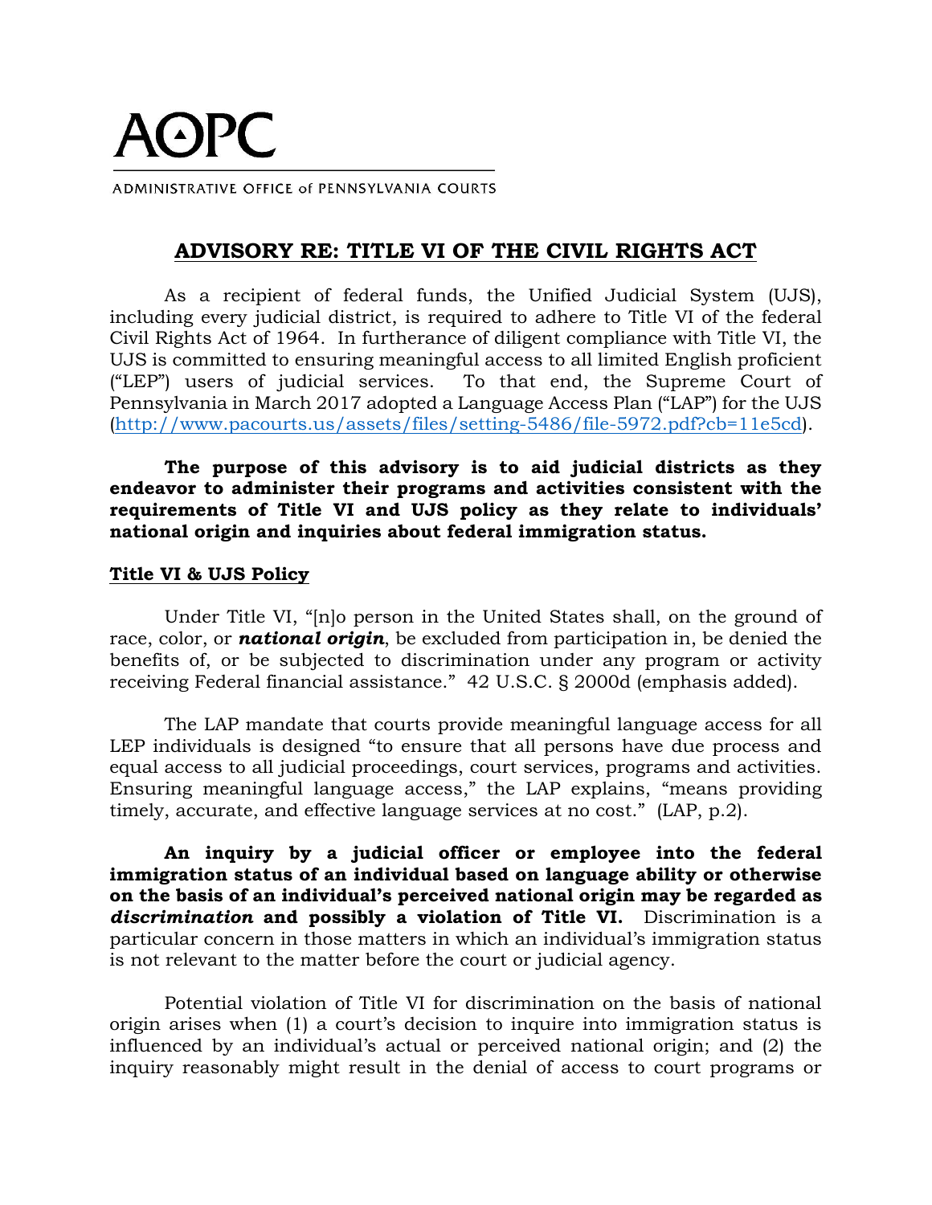# AOPC

ADMINISTRATIVE OFFICE of PENNSYLVANIA COURTS

## ADVISORY RE: TITLE VI OF THE CIVIL RIGHTS ACT

As a recipient of federal funds, the Unified Judicial System (UJS), including every judicial district, is required to adhere to Title VI of the federal Civil Rights Act of 1964. In furtherance of diligent compliance with Title VI, the UJS is committed to ensuring meaningful access to all limited English proficient ("LEP") users of judicial services. To that end, the Supreme Court of Pennsylvania in March 2017 adopted a Language Access Plan ("LAP") for the UJS (http://www.pacourts.us/assets/files/setting-5486/file-5972.pdf?cb=11e5cd).

**The purpose of this advisory is to aid judicial districts as they endeavor to administer their programs and activities consistent with the requirements of Title VI and UJS policy as they relate to individuals' national origin and inquiries about federal immigration status.**

### Title VI & UJS Policy

Under Title VI, "[n]o person in the United States shall, on the ground of race, color, or ***national origin***, be excluded from participation in, be denied the benefits of, or be subjected to discrimination under any program or activity receiving Federal financial assistance." 42 U.S.C. § 2000d (emphasis added).

The LAP mandate that courts provide meaningful language access for all LEP individuals is designed "to ensure that all persons have due process and equal access to all judicial proceedings, court services, programs and activities. Ensuring meaningful language access," the LAP explains, "means providing timely, accurate, and effective language services at no cost." (LAP, p.2).

**An inquiry by a judicial officer or employee into the federal immigration status of an individual based on language ability or otherwise on the basis of an individual's perceived national origin may be regarded as *discrimination* and possibly a violation of Title VI.** Discrimination is a particular concern in those matters in which an individual's immigration status is not relevant to the matter before the court or judicial agency.

Potential violation of Title VI for discrimination on the basis of national origin arises when (1) a court's decision to inquire into immigration status is influenced by an individual's actual or perceived national origin; and (2) the inquiry reasonably might result in the denial of access to court programs or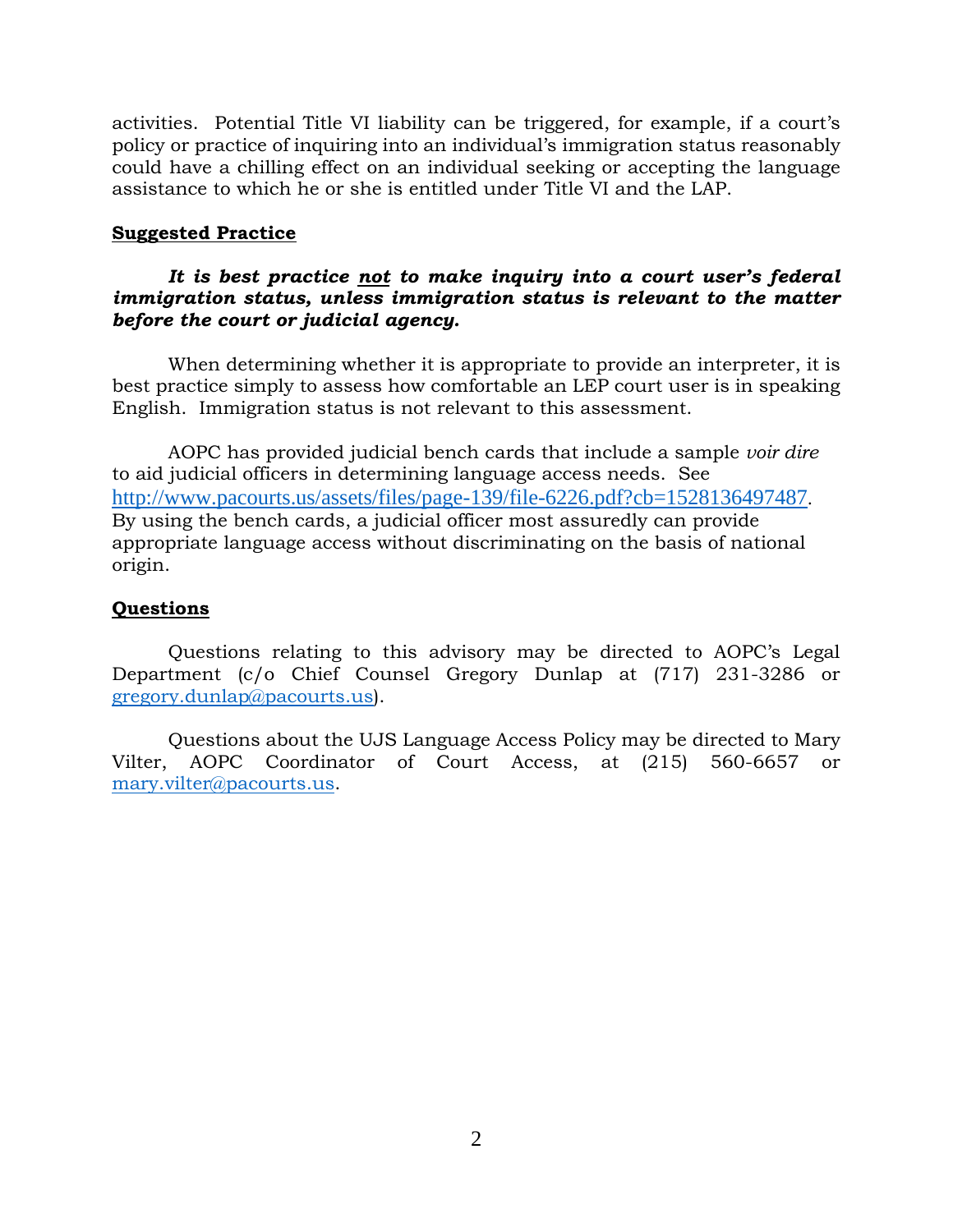activities. Potential Title VI liability can be triggered, for example, if a court's policy or practice of inquiring into an individual's immigration status reasonably could have a chilling effect on an individual seeking or accepting the language assistance to which he or she is entitled under Title VI and the LAP.

## Suggested Practice

***It is best practice <u>not</u> to make inquiry into a court user's federal immigration status, unless immigration status is relevant to the matter before the court or judicial agency.***

When determining whether it is appropriate to provide an interpreter, it is best practice simply to assess how comfortable an LEP court user is in speaking English. Immigration status is not relevant to this assessment.

AOPC has provided judicial bench cards that include a sample *voir dire* to aid judicial officers in determining language access needs. See http://www.pacourts.us/assets/files/page-139/file-6226.pdf?cb=1528136497487. By using the bench cards, a judicial officer most assuredly can provide appropriate language access without discriminating on the basis of national origin.

## Questions

Questions relating to this advisory may be directed to AOPC's Legal Department (c/o Chief Counsel Gregory Dunlap at (717) 231-3286 or gregory.dunlap@pacourts.us).

Questions about the UJS Language Access Policy may be directed to Mary Vilter, AOPC Coordinator of Court Access, at (215) 560-6657 or mary.vilter@pacourts.us.